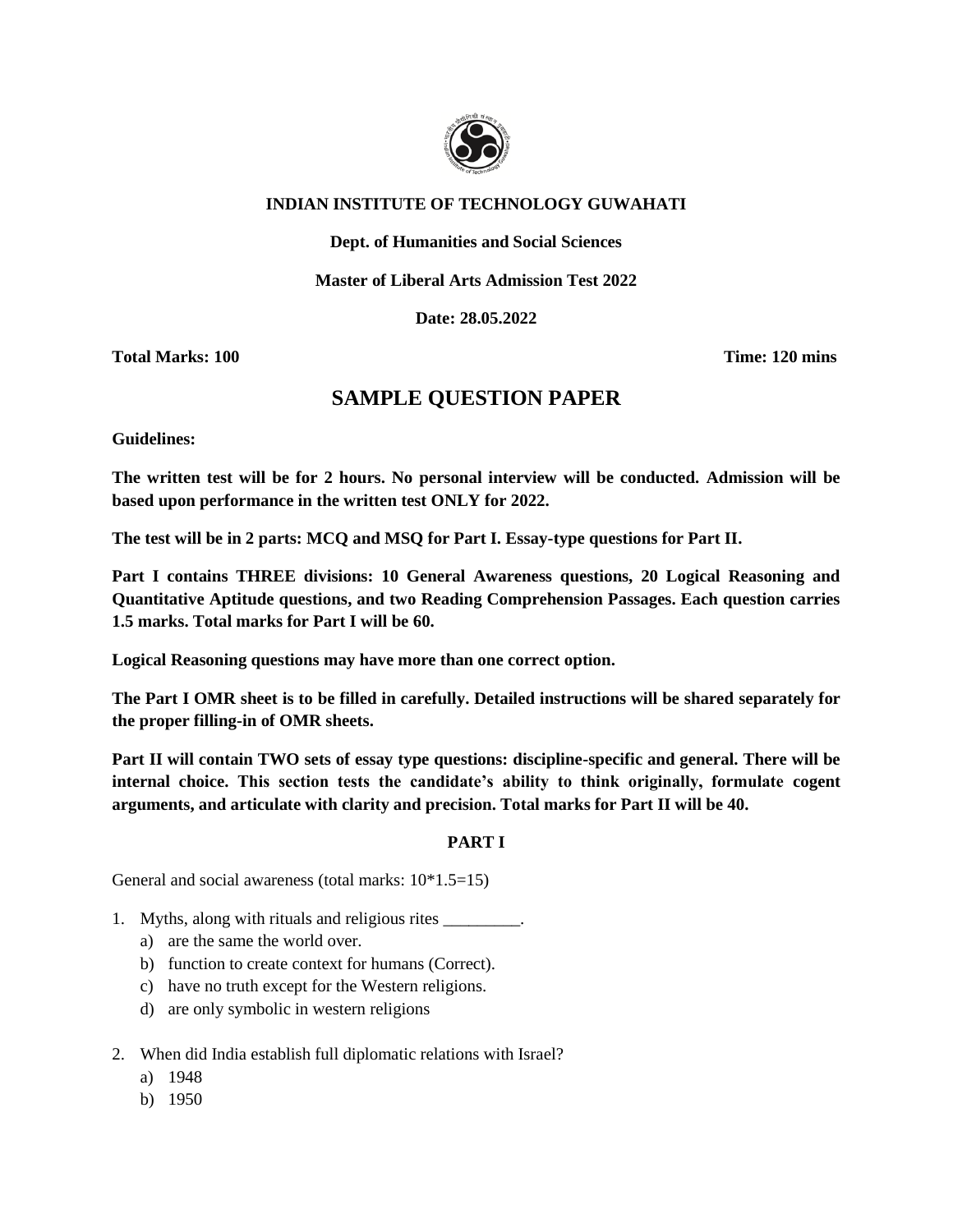**INDIAN INSTITUTE OF TECHNOLOGY GUWAHATI**

**Dept. of Humanities and Social Sciences**

**Master of Liberal Arts Admission Test 2022**

**Date: 28.05.2022**

**Total Marks: 100** **Time: 120 mins**

# SAMPLE QUESTION PAPER

**Guidelines:**

**The written test will be for 2 hours. No personal interview will be conducted. Admission will be based upon performance in the written test ONLY for 2022.**

**The test will be in 2 parts: MCQ and MSQ for Part I. Essay-type questions for Part II.**

**Part I contains THREE divisions: 10 General Awareness questions, 20 Logical Reasoning and Quantitative Aptitude questions, and two Reading Comprehension Passages. Each question carries 1.5 marks. Total marks for Part I will be 60.**

**Logical Reasoning questions may have more than one correct option.**

**The Part I OMR sheet is to be filled in carefully. Detailed instructions will be shared separately for the proper filling-in of OMR sheets.**

**Part II will contain TWO sets of essay type questions: discipline-specific and general. There will be internal choice. This section tests the candidate's ability to think originally, formulate cogent arguments, and articulate with clarity and precision. Total marks for Part II will be 40.**

## PART I

General and social awareness (total marks: 10*1.5=15)

1. Myths, along with rituals and religious rites _________.
   a) are the same the world over.
   b) function to create context for humans (Correct).
   c) have no truth except for the Western religions.
   d) are only symbolic in western religions

2. When did India establish full diplomatic relations with Israel?
   a) 1948
   b) 1950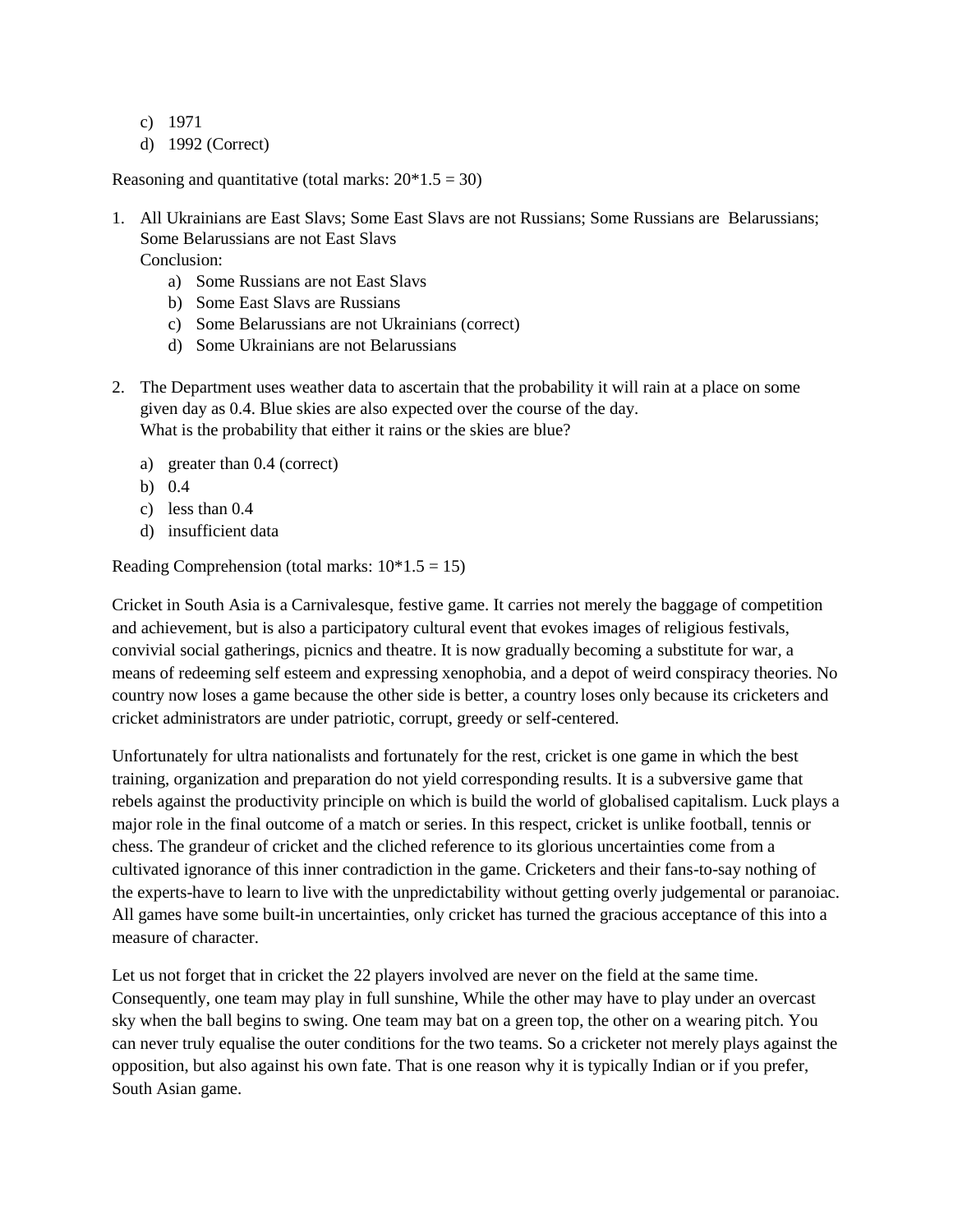c) 1971
d) 1992 (Correct)

Reasoning and quantitative (total marks: 20*1.5 = 30)

1. All Ukrainians are East Slavs; Some East Slavs are not Russians; Some Russians are  Belarussians; Some Belarussians are not East Slavs
   Conclusion:
   a) Some Russians are not East Slavs
   b) Some East Slavs are Russians
   c) Some Belarussians are not Ukrainians (correct)
   d) Some Ukrainians are not Belarussians

2. The Department uses weather data to ascertain that the probability it will rain at a place on some given day as 0.4. Blue skies are also expected over the course of the day.
   What is the probability that either it rains or the skies are blue?

   a) greater than 0.4 (correct)
   b) 0.4
   c) less than 0.4
   d) insufficient data

Reading Comprehension (total marks: 10*1.5 = 15)

Cricket in South Asia is a Carnivalesque, festive game. It carries not merely the baggage of competition and achievement, but is also a participatory cultural event that evokes images of religious festivals, convivial social gatherings, picnics and theatre. It is now gradually becoming a substitute for war, a means of redeeming self esteem and expressing xenophobia, and a depot of weird conspiracy theories. No country now loses a game because the other side is better, a country loses only because its cricketers and cricket administrators are under patriotic, corrupt, greedy or self-centered.

Unfortunately for ultra nationalists and fortunately for the rest, cricket is one game in which the best training, organization and preparation do not yield corresponding results. It is a subversive game that rebels against the productivity principle on which is build the world of globalised capitalism. Luck plays a major role in the final outcome of a match or series. In this respect, cricket is unlike football, tennis or chess. The grandeur of cricket and the cliched reference to its glorious uncertainties come from a cultivated ignorance of this inner contradiction in the game. Cricketers and their fans-to-say nothing of the experts-have to learn to live with the unpredictability without getting overly judgemental or paranoiac. All games have some built-in uncertainties, only cricket has turned the gracious acceptance of this into a measure of character.

Let us not forget that in cricket the 22 players involved are never on the field at the same time. Consequently, one team may play in full sunshine, While the other may have to play under an overcast sky when the ball begins to swing. One team may bat on a green top, the other on a wearing pitch. You can never truly equalise the outer conditions for the two teams. So a cricketer not merely plays against the opposition, but also against his own fate. That is one reason why it is typically Indian or if you prefer, South Asian game.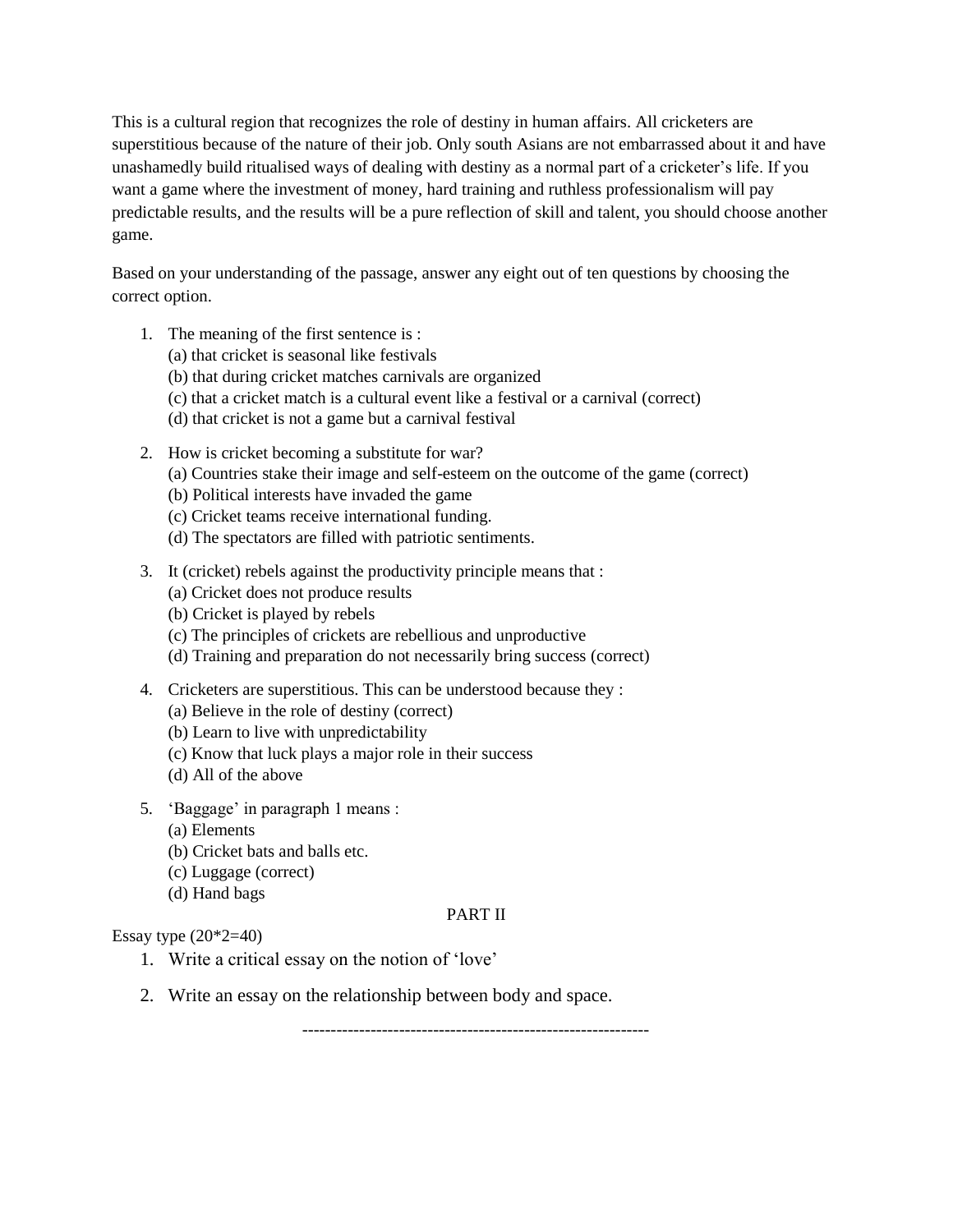This is a cultural region that recognizes the role of destiny in human affairs. All cricketers are superstitious because of the nature of their job. Only south Asians are not embarrassed about it and have unashamedly build ritualised ways of dealing with destiny as a normal part of a cricketer's life. If you want a game where the investment of money, hard training and ruthless professionalism will pay predictable results, and the results will be a pure reflection of skill and talent, you should choose another game.

Based on your understanding of the passage, answer any eight out of ten questions by choosing the correct option.

1. The meaning of the first sentence is :
   (a) that cricket is seasonal like festivals
   (b) that during cricket matches carnivals are organized
   (c) that a cricket match is a cultural event like a festival or a carnival (correct)
   (d) that cricket is not a game but a carnival festival

2. How is cricket becoming a substitute for war?
   (a) Countries stake their image and self-esteem on the outcome of the game (correct)
   (b) Political interests have invaded the game
   (c) Cricket teams receive international funding.
   (d) The spectators are filled with patriotic sentiments.

3. It (cricket) rebels against the productivity principle means that :
   (a) Cricket does not produce results
   (b) Cricket is played by rebels
   (c) The principles of crickets are rebellious and unproductive
   (d) Training and preparation do not necessarily bring success (correct)

4. Cricketers are superstitious. This can be understood because they :
   (a) Believe in the role of destiny (correct)
   (b) Learn to live with unpredictability
   (c) Know that luck plays a major role in their success
   (d) All of the above

5. 'Baggage' in paragraph 1 means :
   (a) Elements
   (b) Cricket bats and balls etc.
   (c) Luggage (correct)
   (d) Hand bags

## PART II

Essay type (20*2=40)

1. Write a critical essay on the notion of 'love'
2. Write an essay on the relationship between body and space.

------------------------------------------------------------